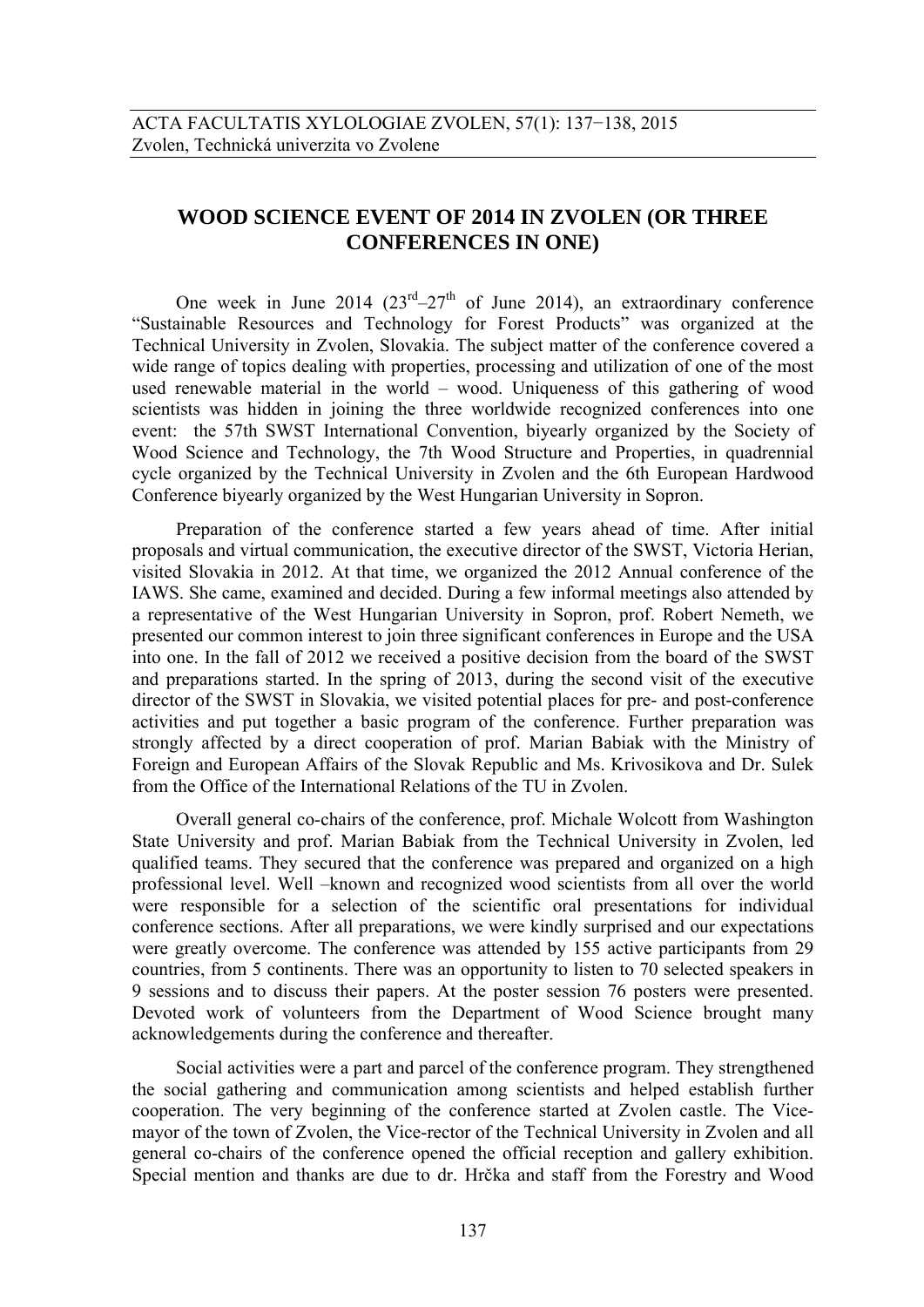# WOOD SCIENCE EVENT OF 2014 IN ZVOLEN (OR THREE CONFERENCES IN ONE)

One week in June 2014 ($23^{rd}$–$27^{th}$ of June 2014), an extraordinary conference "Sustainable Resources and Technology for Forest Products" was organized at the Technical University in Zvolen, Slovakia. The subject matter of the conference covered a wide range of topics dealing with properties, processing and utilization of one of the most used renewable material in the world – wood. Uniqueness of this gathering of wood scientists was hidden in joining the three worldwide recognized conferences into one event: the 57th SWST International Convention, biyearly organized by the Society of Wood Science and Technology, the 7th Wood Structure and Properties, in quadrennial cycle organized by the Technical University in Zvolen and the 6th European Hardwood Conference biyearly organized by the West Hungarian University in Sopron.

Preparation of the conference started a few years ahead of time. After initial proposals and virtual communication, the executive director of the SWST, Victoria Herian, visited Slovakia in 2012. At that time, we organized the 2012 Annual conference of the IAWS. She came, examined and decided. During a few informal meetings also attended by a representative of the West Hungarian University in Sopron, prof. Robert Nemeth, we presented our common interest to join three significant conferences in Europe and the USA into one. In the fall of 2012 we received a positive decision from the board of the SWST and preparations started. In the spring of 2013, during the second visit of the executive director of the SWST in Slovakia, we visited potential places for pre- and post-conference activities and put together a basic program of the conference. Further preparation was strongly affected by a direct cooperation of prof. Marian Babiak with the Ministry of Foreign and European Affairs of the Slovak Republic and Ms. Krivosikova and Dr. Sulek from the Office of the International Relations of the TU in Zvolen.

Overall general co-chairs of the conference, prof. Michale Wolcott from Washington State University and prof. Marian Babiak from the Technical University in Zvolen, led qualified teams. They secured that the conference was prepared and organized on a high professional level. Well –known and recognized wood scientists from all over the world were responsible for a selection of the scientific oral presentations for individual conference sections. After all preparations, we were kindly surprised and our expectations were greatly overcome. The conference was attended by 155 active participants from 29 countries, from 5 continents. There was an opportunity to listen to 70 selected speakers in 9 sessions and to discuss their papers. At the poster session 76 posters were presented. Devoted work of volunteers from the Department of Wood Science brought many acknowledgements during the conference and thereafter.

Social activities were a part and parcel of the conference program. They strengthened the social gathering and communication among scientists and helped establish further cooperation. The very beginning of the conference started at Zvolen castle. The Vice-mayor of the town of Zvolen, the Vice-rector of the Technical University in Zvolen and all general co-chairs of the conference opened the official reception and gallery exhibition. Special mention and thanks are due to dr. Hrčka and staff from the Forestry and Wood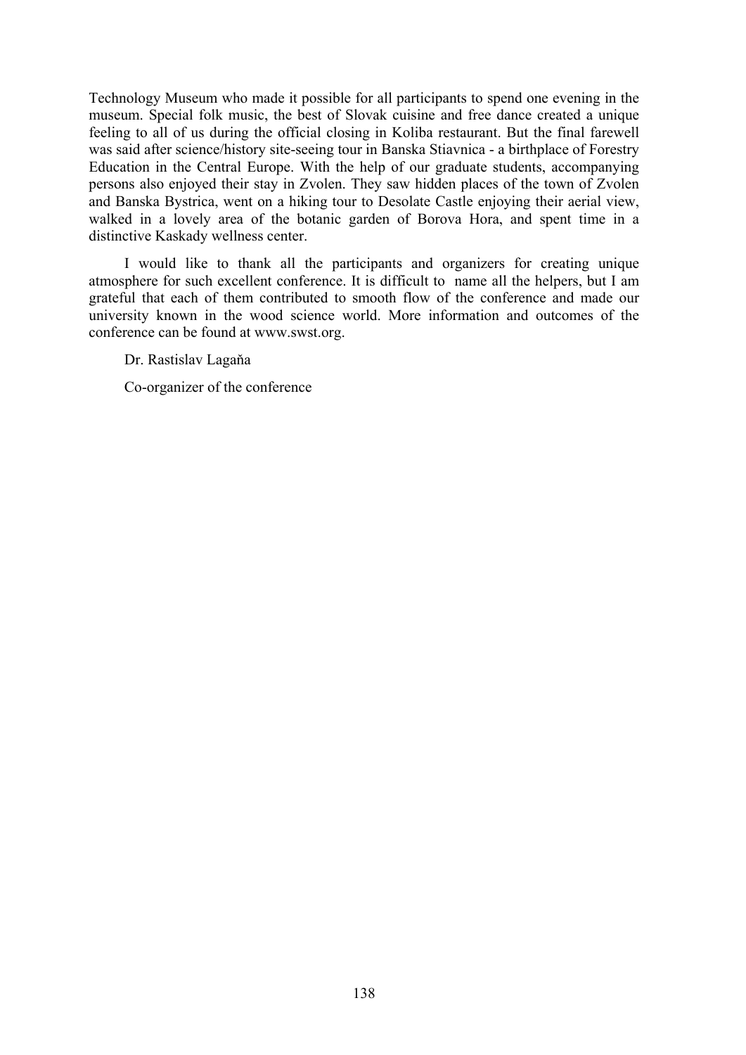Technology Museum who made it possible for all participants to spend one evening in the museum. Special folk music, the best of Slovak cuisine and free dance created a unique feeling to all of us during the official closing in Koliba restaurant. But the final farewell was said after science/history site-seeing tour in Banska Stiavnica - a birthplace of Forestry Education in the Central Europe. With the help of our graduate students, accompanying persons also enjoyed their stay in Zvolen. They saw hidden places of the town of Zvolen and Banska Bystrica, went on a hiking tour to Desolate Castle enjoying their aerial view, walked in a lovely area of the botanic garden of Borova Hora, and spent time in a distinctive Kaskady wellness center.

I would like to thank all the participants and organizers for creating unique atmosphere for such excellent conference. It is difficult to name all the helpers, but I am grateful that each of them contributed to smooth flow of the conference and made our university known in the wood science world. More information and outcomes of the conference can be found at www.swst.org.

Dr. Rastislav Lagaňa

Co-organizer of the conference